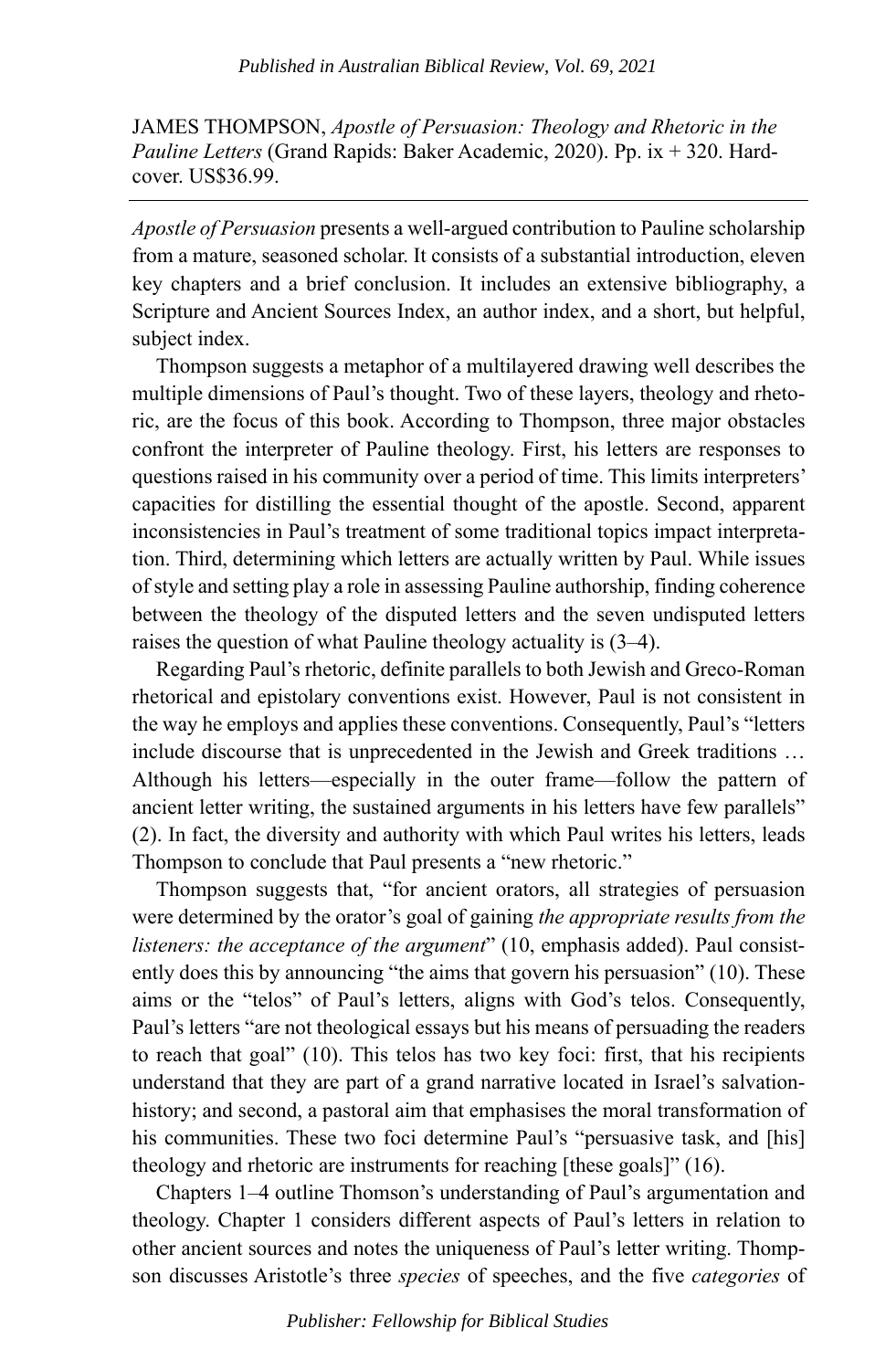JAMES THOMPSON, *Apostle of Persuasion: Theology and Rhetoric in the Pauline Letters* (Grand Rapids: Baker Academic, 2020). Pp. ix + 320. Hardcover. US$36.99.

---

*Apostle of Persuasion* presents a well-argued contribution to Pauline scholarship from a mature, seasoned scholar. It consists of a substantial introduction, eleven key chapters and a brief conclusion. It includes an extensive bibliography, a Scripture and Ancient Sources Index, an author index, and a short, but helpful, subject index.

Thompson suggests a metaphor of a multilayered drawing well describes the multiple dimensions of Paul's thought. Two of these layers, theology and rhetoric, are the focus of this book. According to Thompson, three major obstacles confront the interpreter of Pauline theology. First, his letters are responses to questions raised in his community over a period of time. This limits interpreters' capacities for distilling the essential thought of the apostle. Second, apparent inconsistencies in Paul's treatment of some traditional topics impact interpretation. Third, determining which letters are actually written by Paul. While issues of style and setting play a role in assessing Pauline authorship, finding coherence between the theology of the disputed letters and the seven undisputed letters raises the question of what Pauline theology actuality is (3–4).

Regarding Paul's rhetoric, definite parallels to both Jewish and Greco-Roman rhetorical and epistolary conventions exist. However, Paul is not consistent in the way he employs and applies these conventions. Consequently, Paul's "letters include discourse that is unprecedented in the Jewish and Greek traditions … Although his letters—especially in the outer frame—follow the pattern of ancient letter writing, the sustained arguments in his letters have few parallels" (2). In fact, the diversity and authority with which Paul writes his letters, leads Thompson to conclude that Paul presents a "new rhetoric."

Thompson suggests that, "for ancient orators, all strategies of persuasion were determined by the orator's goal of gaining *the appropriate results from the listeners: the acceptance of the argument*" (10, emphasis added). Paul consistently does this by announcing "the aims that govern his persuasion" (10). These aims or the "telos" of Paul's letters, aligns with God's telos. Consequently, Paul's letters "are not theological essays but his means of persuading the readers to reach that goal" (10). This telos has two key foci: first, that his recipients understand that they are part of a grand narrative located in Israel's salvation-history; and second, a pastoral aim that emphasises the moral transformation of his communities. These two foci determine Paul's "persuasive task, and [his] theology and rhetoric are instruments for reaching [these goals]" (16).

Chapters 1–4 outline Thomson's understanding of Paul's argumentation and theology. Chapter 1 considers different aspects of Paul's letters in relation to other ancient sources and notes the uniqueness of Paul's letter writing. Thompson discusses Aristotle's three *species* of speeches, and the five *categories* of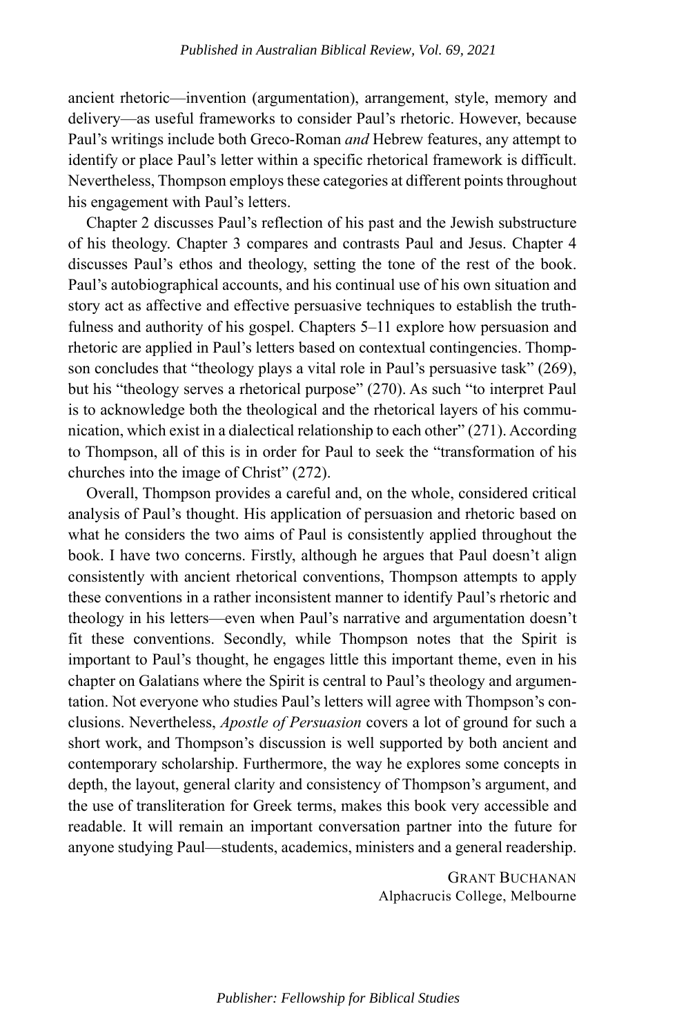ancient rhetoric—invention (argumentation), arrangement, style, memory and delivery—as useful frameworks to consider Paul's rhetoric. However, because Paul's writings include both Greco-Roman *and* Hebrew features, any attempt to identify or place Paul's letter within a specific rhetorical framework is difficult. Nevertheless, Thompson employs these categories at different points throughout his engagement with Paul's letters.

Chapter 2 discusses Paul's reflection of his past and the Jewish substructure of his theology. Chapter 3 compares and contrasts Paul and Jesus. Chapter 4 discusses Paul's ethos and theology, setting the tone of the rest of the book. Paul's autobiographical accounts, and his continual use of his own situation and story act as affective and effective persuasive techniques to establish the truthfulness and authority of his gospel. Chapters 5–11 explore how persuasion and rhetoric are applied in Paul's letters based on contextual contingencies. Thompson concludes that "theology plays a vital role in Paul's persuasive task" (269), but his "theology serves a rhetorical purpose" (270). As such "to interpret Paul is to acknowledge both the theological and the rhetorical layers of his communication, which exist in a dialectical relationship to each other" (271). According to Thompson, all of this is in order for Paul to seek the "transformation of his churches into the image of Christ" (272).

Overall, Thompson provides a careful and, on the whole, considered critical analysis of Paul's thought. His application of persuasion and rhetoric based on what he considers the two aims of Paul is consistently applied throughout the book. I have two concerns. Firstly, although he argues that Paul doesn't align consistently with ancient rhetorical conventions, Thompson attempts to apply these conventions in a rather inconsistent manner to identify Paul's rhetoric and theology in his letters—even when Paul's narrative and argumentation doesn't fit these conventions. Secondly, while Thompson notes that the Spirit is important to Paul's thought, he engages little this important theme, even in his chapter on Galatians where the Spirit is central to Paul's theology and argumentation. Not everyone who studies Paul's letters will agree with Thompson's conclusions. Nevertheless, *Apostle of Persuasion* covers a lot of ground for such a short work, and Thompson's discussion is well supported by both ancient and contemporary scholarship. Furthermore, the way he explores some concepts in depth, the layout, general clarity and consistency of Thompson's argument, and the use of transliteration for Greek terms, makes this book very accessible and readable. It will remain an important conversation partner into the future for anyone studying Paul—students, academics, ministers and a general readership.

Grant Buchanan
Alphacrucis College, Melbourne